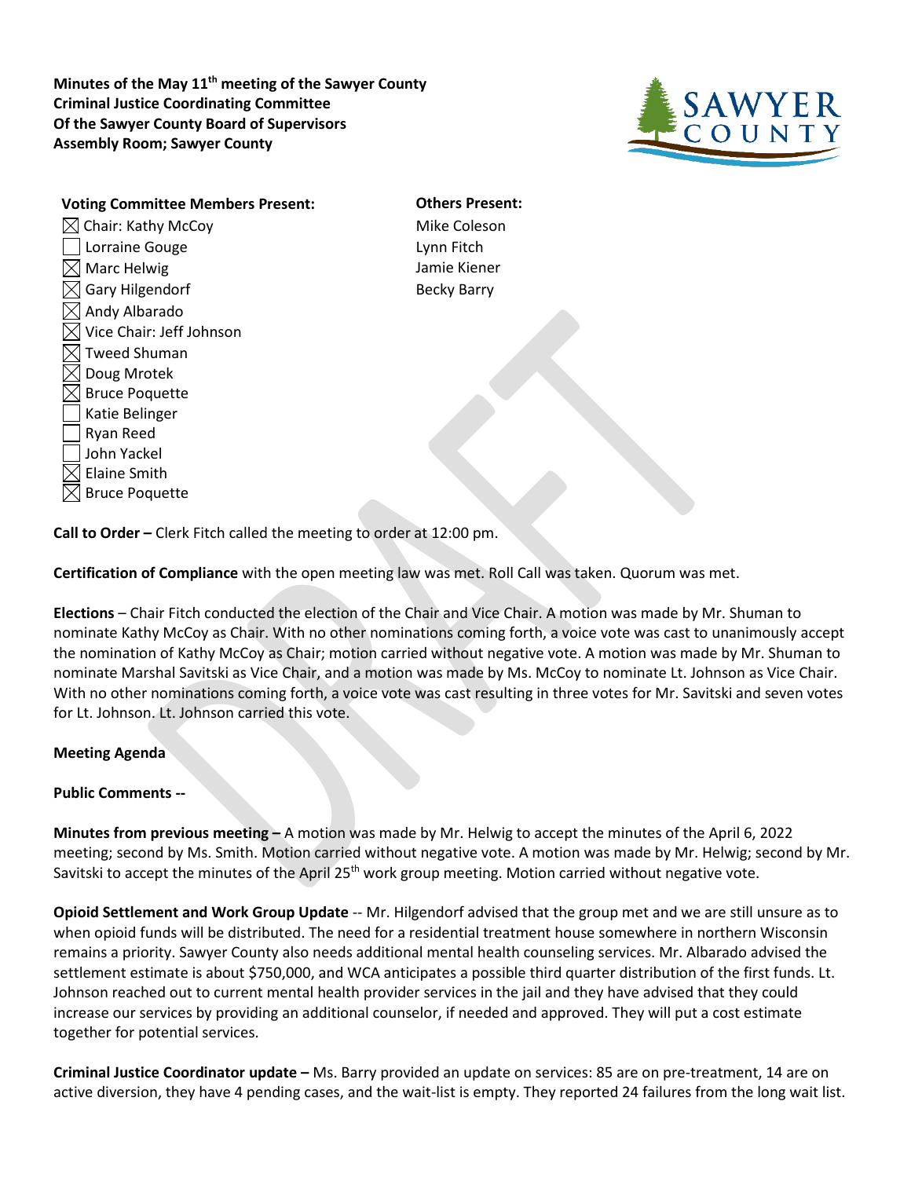**Minutes of the May 11th meeting of the Sawyer County Criminal Justice Coordinating Committee Of the Sawyer County Board of Supervisors Assembly Room; Sawyer County**

**Voting Committee Members Present:**

- ☒ Chair: Kathy McCoy
- ☐ Lorraine Gouge
- ☒ Marc Helwig
- ☒ Gary Hilgendorf
- ☒ Andy Albarado
- ☒ Vice Chair: Jeff Johnson
- ☒ Tweed Shuman
- ☒ Doug Mrotek
- ☒ Bruce Poquette
- ☐ Katie Belinger
- ☐ Ryan Reed
- ☐ John Yackel
- ☒ Elaine Smith
- ☒ Bruce Poquette

**Others Present:**

Mike Coleson
Lynn Fitch
Jamie Kiener
Becky Barry

**Call to Order –** Clerk Fitch called the meeting to order at 12:00 pm.

**Certification of Compliance** with the open meeting law was met. Roll Call was taken. Quorum was met.

**Elections** – Chair Fitch conducted the election of the Chair and Vice Chair. A motion was made by Mr. Shuman to nominate Kathy McCoy as Chair. With no other nominations coming forth, a voice vote was cast to unanimously accept the nomination of Kathy McCoy as Chair; motion carried without negative vote. A motion was made by Mr. Shuman to nominate Marshal Savitski as Vice Chair, and a motion was made by Ms. McCoy to nominate Lt. Johnson as Vice Chair. With no other nominations coming forth, a voice vote was cast resulting in three votes for Mr. Savitski and seven votes for Lt. Johnson. Lt. Johnson carried this vote.

**Meeting Agenda**

**Public Comments --**

**Minutes from previous meeting –** A motion was made by Mr. Helwig to accept the minutes of the April 6, 2022 meeting; second by Ms. Smith. Motion carried without negative vote. A motion was made by Mr. Helwig; second by Mr. Savitski to accept the minutes of the April 25th work group meeting. Motion carried without negative vote.

**Opioid Settlement and Work Group Update** -- Mr. Hilgendorf advised that the group met and we are still unsure as to when opioid funds will be distributed. The need for a residential treatment house somewhere in northern Wisconsin remains a priority. Sawyer County also needs additional mental health counseling services. Mr. Albarado advised the settlement estimate is about $750,000, and WCA anticipates a possible third quarter distribution of the first funds. Lt. Johnson reached out to current mental health provider services in the jail and they have advised that they could increase our services by providing an additional counselor, if needed and approved. They will put a cost estimate together for potential services.

**Criminal Justice Coordinator update –** Ms. Barry provided an update on services: 85 are on pre-treatment, 14 are on active diversion, they have 4 pending cases, and the wait-list is empty. They reported 24 failures from the long wait list.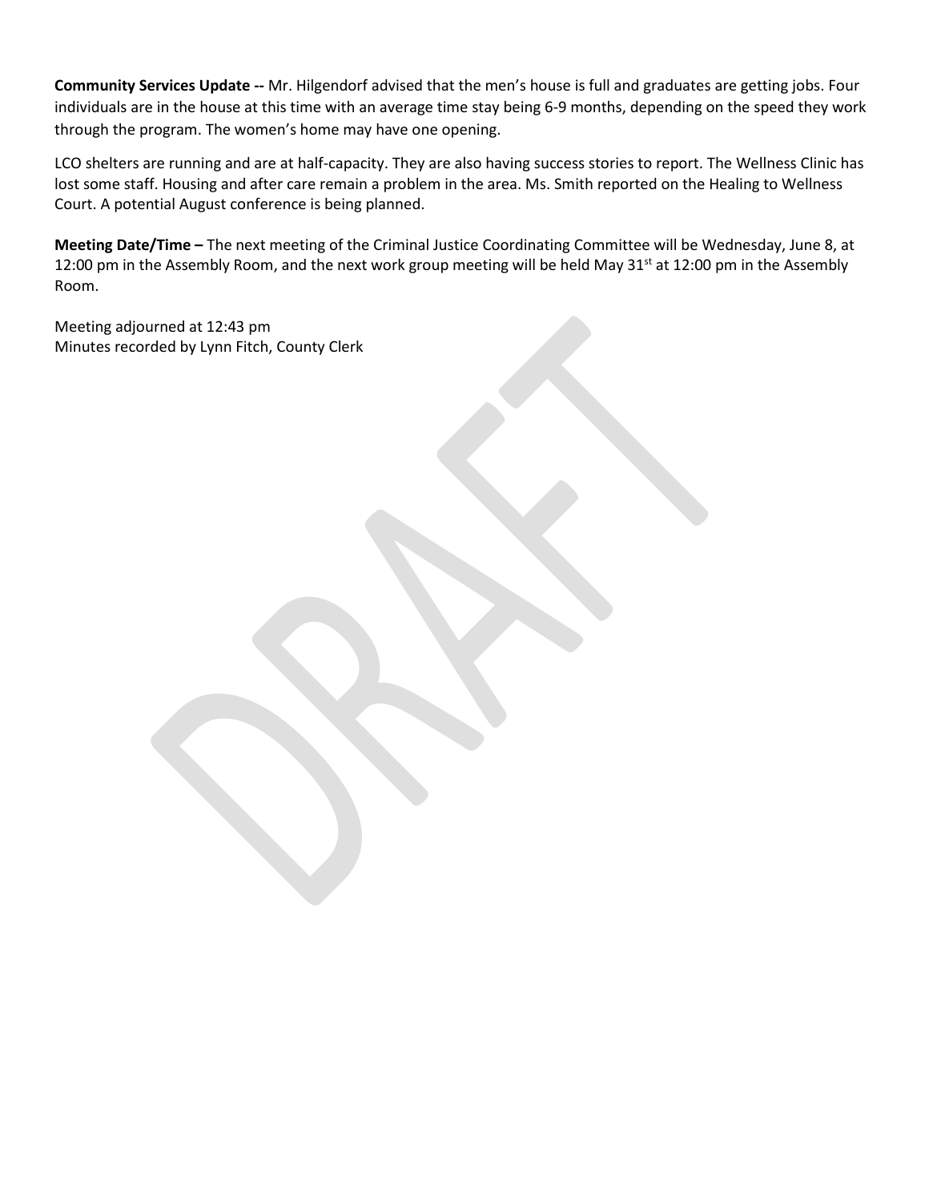**Community Services Update --** Mr. Hilgendorf advised that the men's house is full and graduates are getting jobs. Four individuals are in the house at this time with an average time stay being 6-9 months, depending on the speed they work through the program. The women's home may have one opening.

LCO shelters are running and are at half-capacity. They are also having success stories to report. The Wellness Clinic has lost some staff. Housing and after care remain a problem in the area. Ms. Smith reported on the Healing to Wellness Court. A potential August conference is being planned.

**Meeting Date/Time –** The next meeting of the Criminal Justice Coordinating Committee will be Wednesday, June 8, at 12:00 pm in the Assembly Room, and the next work group meeting will be held May 31st at 12:00 pm in the Assembly Room.

Meeting adjourned at 12:43 pm
Minutes recorded by Lynn Fitch, County Clerk

DRAFT